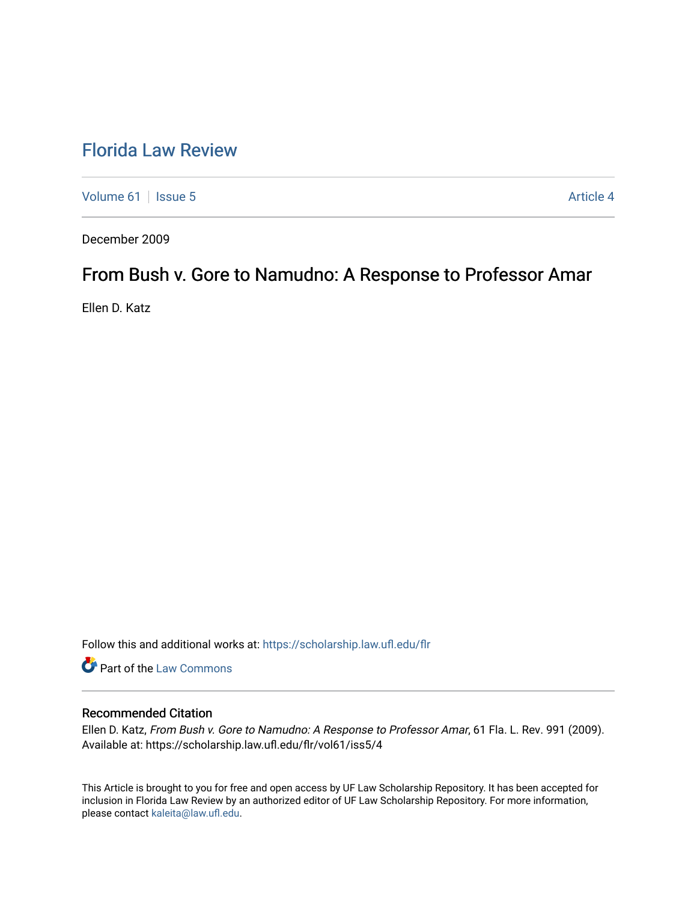# Florida Law Review

Volume 61 | Issue 5 | Article 4

December 2009

## From Bush v. Gore to Namudno: A Response to Professor Amar

Ellen D. Katz

Follow this and additional works at: https://scholarship.law.ufl.edu/flr

Part of the Law Commons

### Recommended Citation

Ellen D. Katz, *From Bush v. Gore to Namudno: A Response to Professor Amar*, 61 Fla. L. Rev. 991 (2009).
Available at: https://scholarship.law.ufl.edu/flr/vol61/iss5/4

This Article is brought to you for free and open access by UF Law Scholarship Repository. It has been accepted for inclusion in Florida Law Review by an authorized editor of UF Law Scholarship Repository. For more information, please contact kaleita@law.ufl.edu.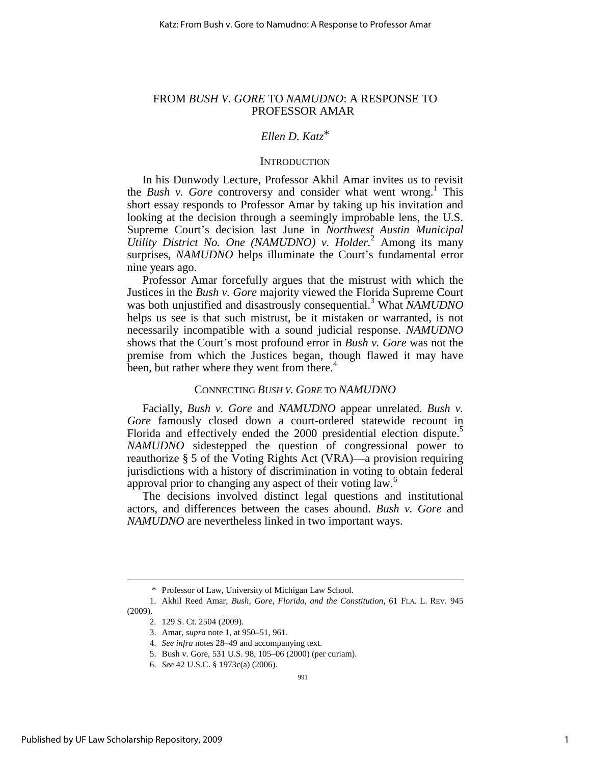# FROM *BUSH V. GORE* TO *NAMUDNO*: A RESPONSE TO PROFESSOR AMAR

*Ellen D. Katz*\*

## INTRODUCTION

In his Dunwody Lecture, Professor Akhil Amar invites us to revisit the *Bush v. Gore* controversy and consider what went wrong.[1] This short essay responds to Professor Amar by taking up his invitation and looking at the decision through a seemingly improbable lens, the U.S. Supreme Court's decision last June in *Northwest Austin Municipal Utility District No. One (NAMUDNO) v. Holder.*[2] Among its many surprises, *NAMUDNO* helps illuminate the Court's fundamental error nine years ago.

Professor Amar forcefully argues that the mistrust with which the Justices in the *Bush v. Gore* majority viewed the Florida Supreme Court was both unjustified and disastrously consequential.[3] What *NAMUDNO* helps us see is that such mistrust, be it mistaken or warranted, is not necessarily incompatible with a sound judicial response. *NAMUDNO* shows that the Court's most profound error in *Bush v. Gore* was not the premise from which the Justices began, though flawed it may have been, but rather where they went from there.[4]

## CONNECTING *BUSH V. GORE* TO *NAMUDNO*

Facially, *Bush v. Gore* and *NAMUDNO* appear unrelated. *Bush v. Gore* famously closed down a court-ordered statewide recount in Florida and effectively ended the 2000 presidential election dispute.[5] *NAMUDNO* sidestepped the question of congressional power to reauthorize § 5 of the Voting Rights Act (VRA)—a provision requiring jurisdictions with a history of discrimination in voting to obtain federal approval prior to changing any aspect of their voting law.[6]

The decisions involved distinct legal questions and institutional actors, and differences between the cases abound. *Bush v. Gore* and *NAMUDNO* are nevertheless linked in two important ways.

---

\* Professor of Law, University of Michigan Law School.

1. Akhil Reed Amar, *Bush, Gore, Florida, and the Constitution*, 61 FLA. L. REV. 945 (2009).

2. 129 S. Ct. 2504 (2009).

3. Amar, *supra* note 1, at 950–51, 961.

4. *See infra* notes 28–49 and accompanying text.

5. Bush v. Gore, 531 U.S. 98, 105–06 (2000) (per curiam).

6. *See* 42 U.S.C. § 1973c(a) (2006).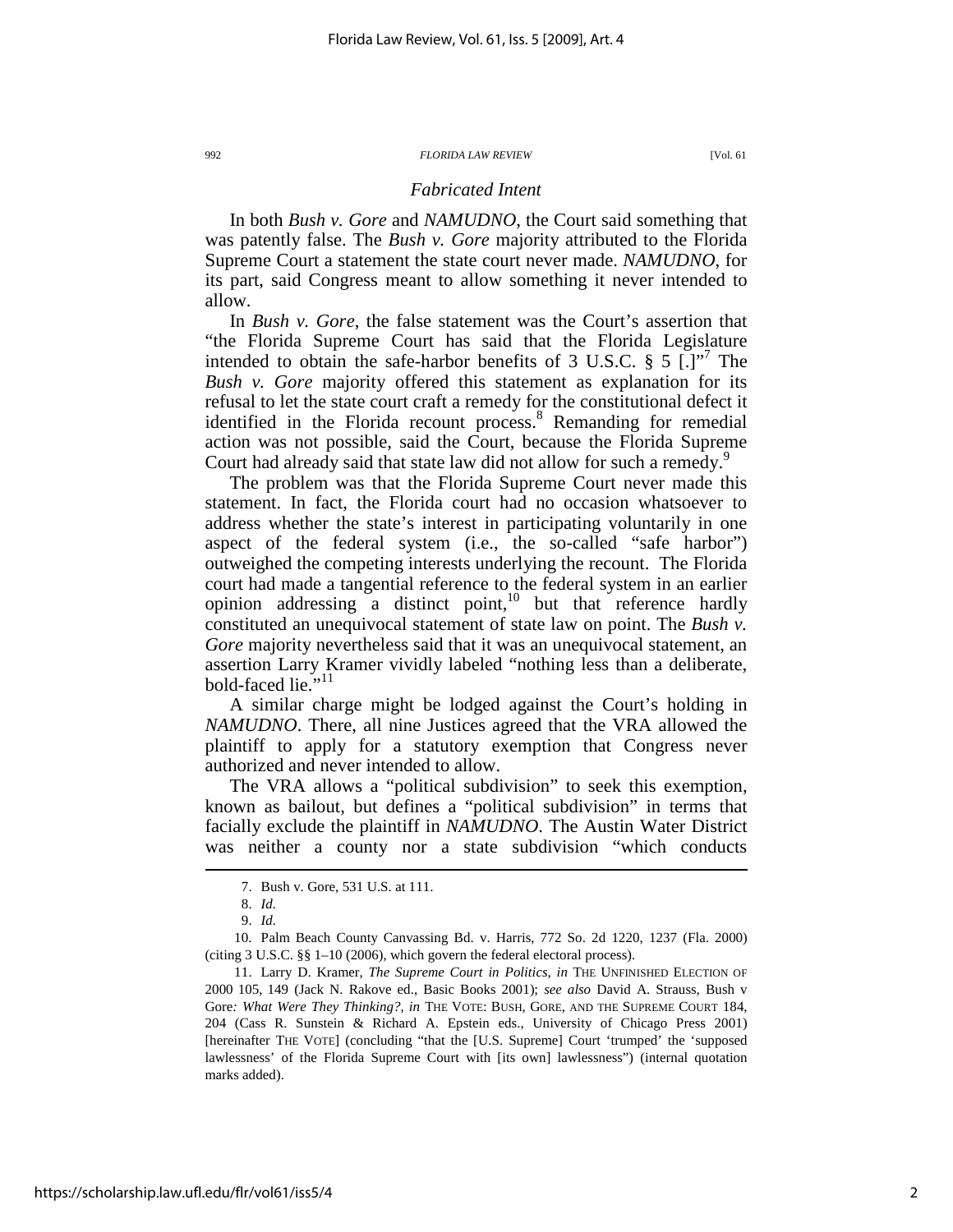### *Fabricated Intent*

In both *Bush v. Gore* and *NAMUDNO*, the Court said something that was patently false. The *Bush v. Gore* majority attributed to the Florida Supreme Court a statement the state court never made. *NAMUDNO*, for its part, said Congress meant to allow something it never intended to allow.

In *Bush v. Gore*, the false statement was the Court's assertion that "the Florida Supreme Court has said that the Florida Legislature intended to obtain the safe-harbor benefits of 3 U.S.C. § 5 [.]"[7] The *Bush v. Gore* majority offered this statement as explanation for its refusal to let the state court craft a remedy for the constitutional defect it identified in the Florida recount process.[8] Remanding for remedial action was not possible, said the Court, because the Florida Supreme Court had already said that state law did not allow for such a remedy.[9]

The problem was that the Florida Supreme Court never made this statement. In fact, the Florida court had no occasion whatsoever to address whether the state's interest in participating voluntarily in one aspect of the federal system (i.e., the so-called "safe harbor") outweighed the competing interests underlying the recount. The Florida court had made a tangential reference to the federal system in an earlier opinion addressing a distinct point,[10] but that reference hardly constituted an unequivocal statement of state law on point. The *Bush v. Gore* majority nevertheless said that it was an unequivocal statement, an assertion Larry Kramer vividly labeled "nothing less than a deliberate, bold-faced lie."[11]

A similar charge might be lodged against the Court's holding in *NAMUDNO*. There, all nine Justices agreed that the VRA allowed the plaintiff to apply for a statutory exemption that Congress never authorized and never intended to allow.

The VRA allows a "political subdivision" to seek this exemption, known as bailout, but defines a "political subdivision" in terms that facially exclude the plaintiff in *NAMUDNO*. The Austin Water District was neither a county nor a state subdivision "which conducts

---

7. Bush v. Gore, 531 U.S. at 111.

8. *Id.*

9. *Id.*

10. Palm Beach County Canvassing Bd. v. Harris, 772 So. 2d 1220, 1237 (Fla. 2000) (citing 3 U.S.C. §§ 1–10 (2006), which govern the federal electoral process).

11. Larry D. Kramer, *The Supreme Court in Politics*, *in* THE UNFINISHED ELECTION OF 2000 105, 149 (Jack N. Rakove ed., Basic Books 2001); *see also* David A. Strauss, Bush v Gore*: What Were They Thinking?*, *in* THE VOTE: BUSH, GORE, AND THE SUPREME COURT 184, 204 (Cass R. Sunstein & Richard A. Epstein eds., University of Chicago Press 2001) [hereinafter THE VOTE] (concluding "that the [U.S. Supreme] Court 'trumped' the 'supposed lawlessness' of the Florida Supreme Court with [its own] lawlessness") (internal quotation marks added).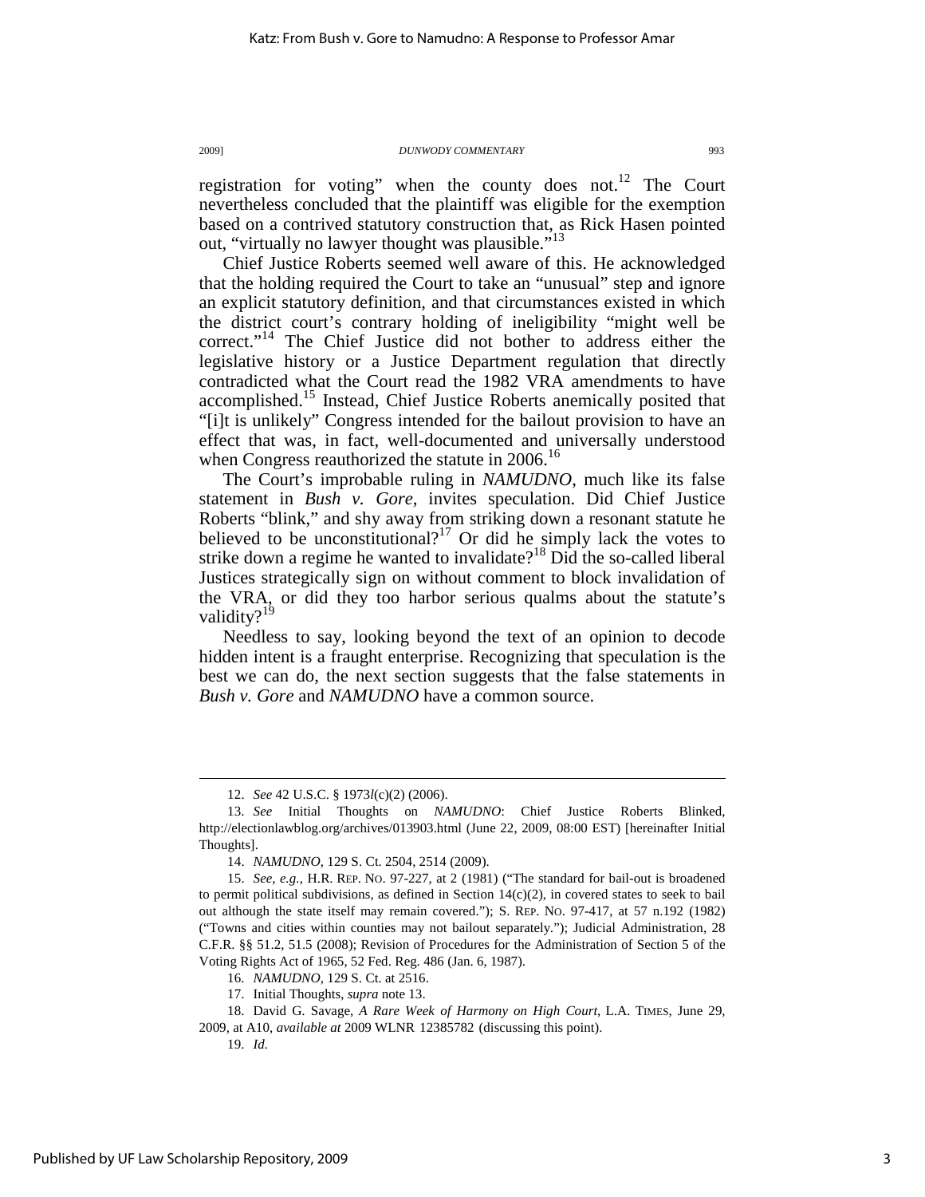registration for voting" when the county does not.[12] The Court nevertheless concluded that the plaintiff was eligible for the exemption based on a contrived statutory construction that, as Rick Hasen pointed out, "virtually no lawyer thought was plausible."[13]

Chief Justice Roberts seemed well aware of this. He acknowledged that the holding required the Court to take an "unusual" step and ignore an explicit statutory definition, and that circumstances existed in which the district court's contrary holding of ineligibility "might well be correct."[14] The Chief Justice did not bother to address either the legislative history or a Justice Department regulation that directly contradicted what the Court read the 1982 VRA amendments to have accomplished.[15] Instead, Chief Justice Roberts anemically posited that "[i]t is unlikely" Congress intended for the bailout provision to have an effect that was, in fact, well-documented and universally understood when Congress reauthorized the statute in 2006.[16]

The Court's improbable ruling in *NAMUDNO*, much like its false statement in *Bush v. Gore*, invites speculation. Did Chief Justice Roberts "blink," and shy away from striking down a resonant statute he believed to be unconstitutional?[17] Or did he simply lack the votes to strike down a regime he wanted to invalidate?[18] Did the so-called liberal Justices strategically sign on without comment to block invalidation of the VRA, or did they too harbor serious qualms about the statute's validity?[19]

Needless to say, looking beyond the text of an opinion to decode hidden intent is a fraught enterprise. Recognizing that speculation is the best we can do, the next section suggests that the false statements in *Bush v. Gore* and *NAMUDNO* have a common source.

---

12. *See* 42 U.S.C. § 1973*l*(c)(2) (2006).

13. *See* Initial Thoughts on *NAMUDNO*: Chief Justice Roberts Blinked, http://electionlawblog.org/archives/013903.html (June 22, 2009, 08:00 EST) [hereinafter Initial Thoughts].

14. *NAMUDNO*, 129 S. Ct. 2504, 2514 (2009).

15. *See, e.g.*, H.R. REP. NO. 97-227, at 2 (1981) ("The standard for bail-out is broadened to permit political subdivisions, as defined in Section 14(c)(2), in covered states to seek to bail out although the state itself may remain covered."); S. REP. NO. 97-417, at 57 n.192 (1982) ("Towns and cities within counties may not bailout separately."); Judicial Administration, 28 C.F.R. §§ 51.2, 51.5 (2008); Revision of Procedures for the Administration of Section 5 of the Voting Rights Act of 1965, 52 Fed. Reg. 486 (Jan. 6, 1987).

16. *NAMUDNO*, 129 S. Ct. at 2516.

17. Initial Thoughts, *supra* note 13.

18. David G. Savage, *A Rare Week of Harmony on High Court*, L.A. TIMES, June 29, 2009, at A10, *available at* 2009 WLNR 12385782 (discussing this point).

19. *Id.*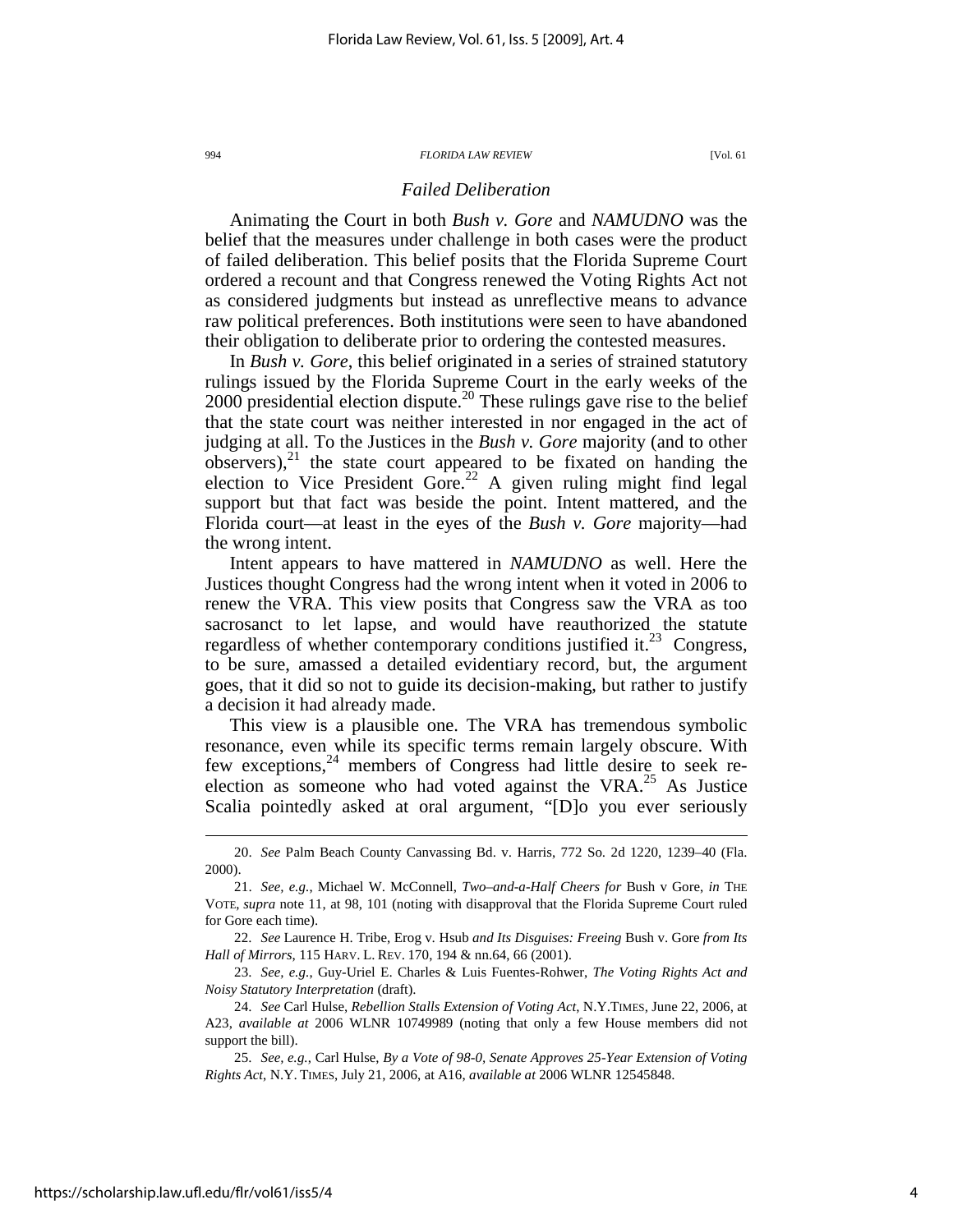### *Failed Deliberation*

Animating the Court in both *Bush v. Gore* and *NAMUDNO* was the belief that the measures under challenge in both cases were the product of failed deliberation. This belief posits that the Florida Supreme Court ordered a recount and that Congress renewed the Voting Rights Act not as considered judgments but instead as unreflective means to advance raw political preferences. Both institutions were seen to have abandoned their obligation to deliberate prior to ordering the contested measures.

In *Bush v. Gore*, this belief originated in a series of strained statutory rulings issued by the Florida Supreme Court in the early weeks of the 2000 presidential election dispute.[20] These rulings gave rise to the belief that the state court was neither interested in nor engaged in the act of judging at all. To the Justices in the *Bush v. Gore* majority (and to other observers),[21] the state court appeared to be fixated on handing the election to Vice President Gore.[22] A given ruling might find legal support but that fact was beside the point. Intent mattered, and the Florida court—at least in the eyes of the *Bush v. Gore* majority—had the wrong intent.

Intent appears to have mattered in *NAMUDNO* as well. Here the Justices thought Congress had the wrong intent when it voted in 2006 to renew the VRA. This view posits that Congress saw the VRA as too sacrosanct to let lapse, and would have reauthorized the statute regardless of whether contemporary conditions justified it.[23] Congress, to be sure, amassed a detailed evidentiary record, but, the argument goes, that it did so not to guide its decision-making, but rather to justify a decision it had already made.

This view is a plausible one. The VRA has tremendous symbolic resonance, even while its specific terms remain largely obscure. With few exceptions,[24] members of Congress had little desire to seek re-election as someone who had voted against the VRA.[25] As Justice Scalia pointedly asked at oral argument, "[D]o you ever seriously

---

20. *See* Palm Beach County Canvassing Bd. v. Harris, 772 So. 2d 1220, 1239–40 (Fla. 2000).

21. *See, e.g.*, Michael W. McConnell, *Two–and-a-Half Cheers for* Bush v Gore, *in* THE VOTE, *supra* note 11, at 98, 101 (noting with disapproval that the Florida Supreme Court ruled for Gore each time).

22. *See* Laurence H. Tribe, Erog v. Hsub *and Its Disguises: Freeing* Bush v. Gore *from Its Hall of Mirrors*, 115 HARV. L. REV. 170, 194 & nn.64, 66 (2001).

23. *See, e.g.*, Guy-Uriel E. Charles & Luis Fuentes-Rohwer, *The Voting Rights Act and Noisy Statutory Interpretation* (draft).

24. *See* Carl Hulse, *Rebellion Stalls Extension of Voting Act*, N.Y.TIMES, June 22, 2006, at A23, *available at* 2006 WLNR 10749989 (noting that only a few House members did not support the bill).

25. *See, e.g.*, Carl Hulse, *By a Vote of 98-0, Senate Approves 25-Year Extension of Voting Rights Act*, N.Y. TIMES, July 21, 2006, at A16, *available at* 2006 WLNR 12545848.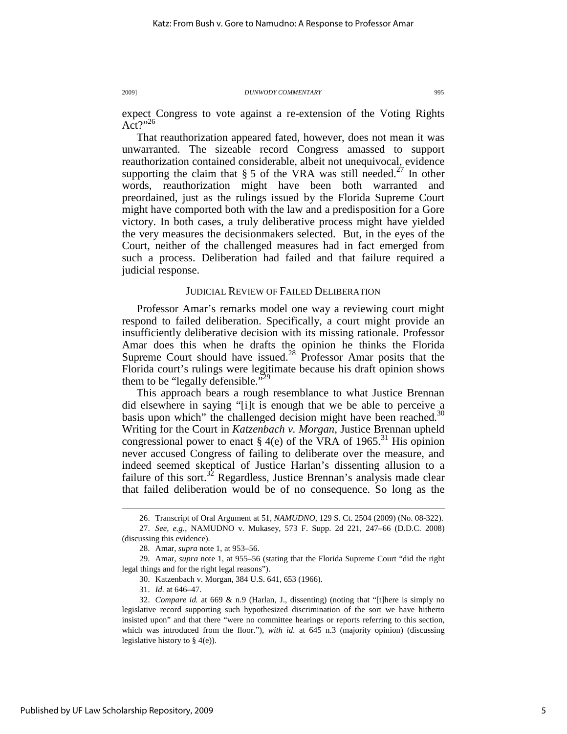expect Congress to vote against a re-extension of the Voting Rights Act?"[26]

That reauthorization appeared fated, however, does not mean it was unwarranted. The sizeable record Congress amassed to support reauthorization contained considerable, albeit not unequivocal, evidence supporting the claim that § 5 of the VRA was still needed.[27] In other words, reauthorization might have been both warranted and preordained, just as the rulings issued by the Florida Supreme Court might have comported both with the law and a predisposition for a Gore victory. In both cases, a truly deliberative process might have yielded the very measures the decisionmakers selected. But, in the eyes of the Court, neither of the challenged measures had in fact emerged from such a process. Deliberation had failed and that failure required a judicial response.

## JUDICIAL REVIEW OF FAILED DELIBERATION

Professor Amar's remarks model one way a reviewing court might respond to failed deliberation. Specifically, a court might provide an insufficiently deliberative decision with its missing rationale. Professor Amar does this when he drafts the opinion he thinks the Florida Supreme Court should have issued.[28] Professor Amar posits that the Florida court's rulings were legitimate because his draft opinion shows them to be "legally defensible."[29]

This approach bears a rough resemblance to what Justice Brennan did elsewhere in saying "[i]t is enough that we be able to perceive a basis upon which" the challenged decision might have been reached.[30] Writing for the Court in *Katzenbach v. Morgan*, Justice Brennan upheld congressional power to enact § 4(e) of the VRA of 1965.[31] His opinion never accused Congress of failing to deliberate over the measure, and indeed seemed skeptical of Justice Harlan's dissenting allusion to a failure of this sort.[32] Regardless, Justice Brennan's analysis made clear that failed deliberation would be of no consequence. So long as the

---

26. Transcript of Oral Argument at 51, *NAMUDNO*, 129 S. Ct. 2504 (2009) (No. 08-322).

27. *See, e.g.*, NAMUDNO v. Mukasey, 573 F. Supp. 2d 221, 247–66 (D.D.C. 2008) (discussing this evidence).

28. Amar, *supra* note 1, at 953–56.

29. Amar, *supra* note 1, at 955–56 (stating that the Florida Supreme Court "did the right legal things and for the right legal reasons").

30. Katzenbach v. Morgan, 384 U.S. 641, 653 (1966).

31. *Id.* at 646–47.

32. *Compare id.* at 669 & n.9 (Harlan, J., dissenting) (noting that "[t]here is simply no legislative record supporting such hypothesized discrimination of the sort we have hitherto insisted upon" and that there "were no committee hearings or reports referring to this section, which was introduced from the floor."), *with id.* at 645 n.3 (majority opinion) (discussing legislative history to § 4(e)).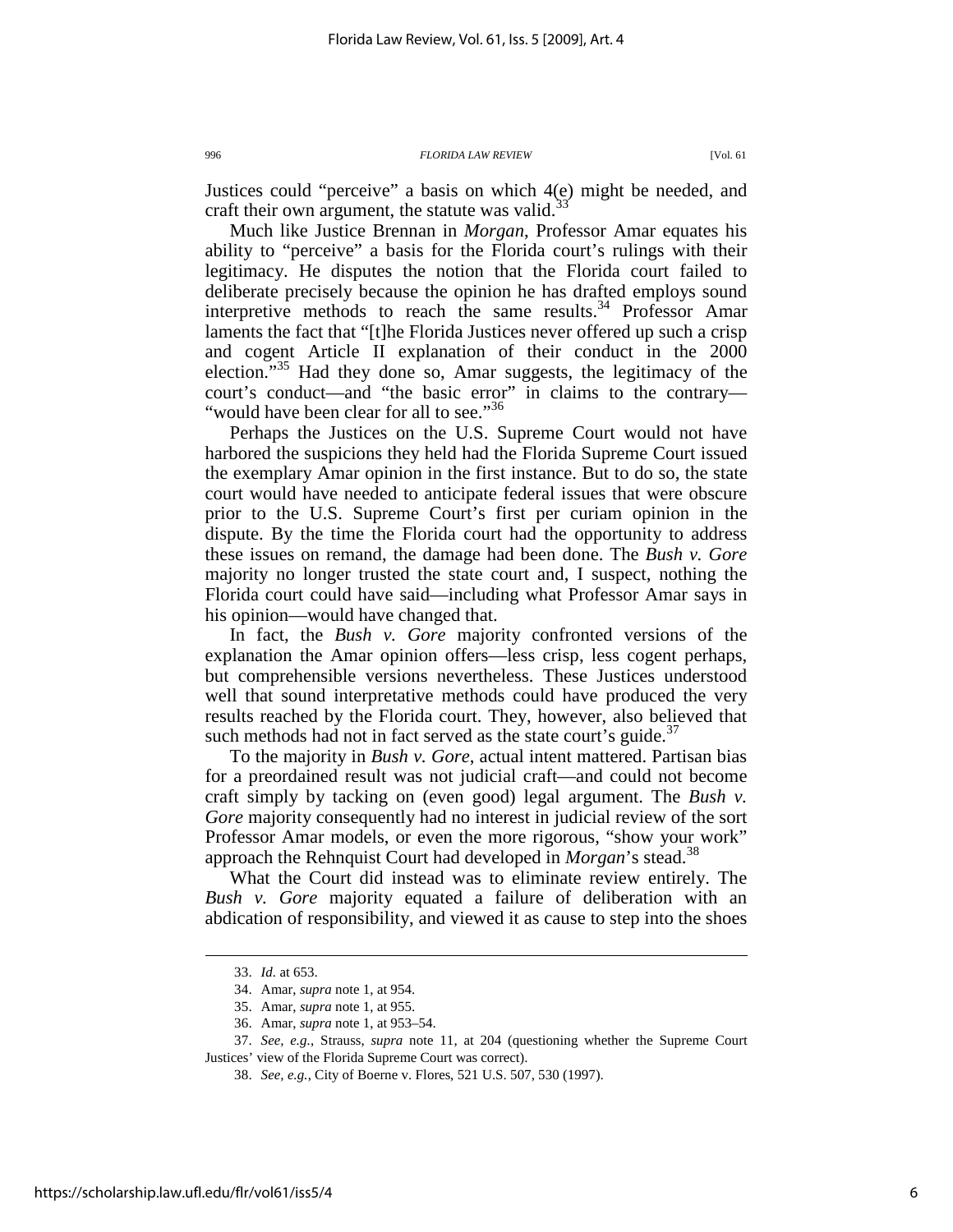Justices could "perceive" a basis on which 4(e) might be needed, and craft their own argument, the statute was valid.[33]

Much like Justice Brennan in *Morgan*, Professor Amar equates his ability to "perceive" a basis for the Florida court's rulings with their legitimacy. He disputes the notion that the Florida court failed to deliberate precisely because the opinion he has drafted employs sound interpretive methods to reach the same results.[34] Professor Amar laments the fact that "[t]he Florida Justices never offered up such a crisp and cogent Article II explanation of their conduct in the 2000 election."[35] Had they done so, Amar suggests, the legitimacy of the court's conduct—and "the basic error" in claims to the contrary—"would have been clear for all to see."[36]

Perhaps the Justices on the U.S. Supreme Court would not have harbored the suspicions they held had the Florida Supreme Court issued the exemplary Amar opinion in the first instance. But to do so, the state court would have needed to anticipate federal issues that were obscure prior to the U.S. Supreme Court's first per curiam opinion in the dispute. By the time the Florida court had the opportunity to address these issues on remand, the damage had been done. The *Bush v. Gore* majority no longer trusted the state court and, I suspect, nothing the Florida court could have said—including what Professor Amar says in his opinion—would have changed that.

In fact, the *Bush v. Gore* majority confronted versions of the explanation the Amar opinion offers—less crisp, less cogent perhaps, but comprehensible versions nevertheless. These Justices understood well that sound interpretative methods could have produced the very results reached by the Florida court. They, however, also believed that such methods had not in fact served as the state court's guide.[37]

To the majority in *Bush v. Gore*, actual intent mattered. Partisan bias for a preordained result was not judicial craft—and could not become craft simply by tacking on (even good) legal argument. The *Bush v. Gore* majority consequently had no interest in judicial review of the sort Professor Amar models, or even the more rigorous, "show your work" approach the Rehnquist Court had developed in *Morgan*'s stead.[38]

What the Court did instead was to eliminate review entirely. The *Bush v. Gore* majority equated a failure of deliberation with an abdication of responsibility, and viewed it as cause to step into the shoes

---

33. *Id.* at 653.

34. Amar, *supra* note 1, at 954.

35. Amar, *supra* note 1, at 955.

36. Amar, *supra* note 1, at 953–54.

37. *See, e.g.*, Strauss, *supra* note 11, at 204 (questioning whether the Supreme Court Justices' view of the Florida Supreme Court was correct).

38. *See, e.g.*, City of Boerne v. Flores, 521 U.S. 507, 530 (1997).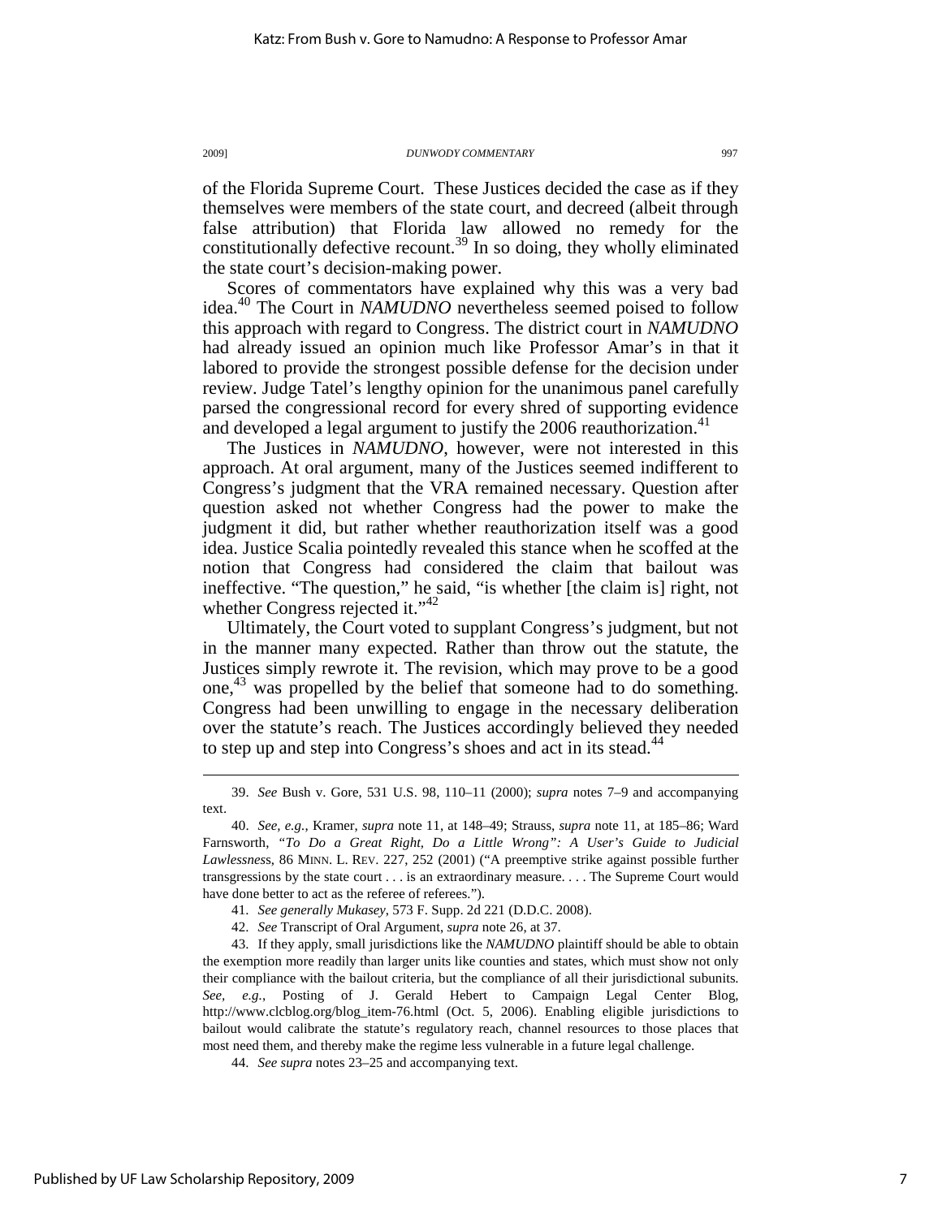of the Florida Supreme Court. These Justices decided the case as if they themselves were members of the state court, and decreed (albeit through false attribution) that Florida law allowed no remedy for the constitutionally defective recount.[39] In so doing, they wholly eliminated the state court's decision-making power.

Scores of commentators have explained why this was a very bad idea.[40] The Court in *NAMUDNO* nevertheless seemed poised to follow this approach with regard to Congress. The district court in *NAMUDNO* had already issued an opinion much like Professor Amar's in that it labored to provide the strongest possible defense for the decision under review. Judge Tatel's lengthy opinion for the unanimous panel carefully parsed the congressional record for every shred of supporting evidence and developed a legal argument to justify the 2006 reauthorization.[41]

The Justices in *NAMUDNO*, however, were not interested in this approach. At oral argument, many of the Justices seemed indifferent to Congress's judgment that the VRA remained necessary. Question after question asked not whether Congress had the power to make the judgment it did, but rather whether reauthorization itself was a good idea. Justice Scalia pointedly revealed this stance when he scoffed at the notion that Congress had considered the claim that bailout was ineffective. "The question," he said, "is whether [the claim is] right, not whether Congress rejected it."[42]

Ultimately, the Court voted to supplant Congress's judgment, but not in the manner many expected. Rather than throw out the statute, the Justices simply rewrote it. The revision, which may prove to be a good one,[43] was propelled by the belief that someone had to do something. Congress had been unwilling to engage in the necessary deliberation over the statute's reach. The Justices accordingly believed they needed to step up and step into Congress's shoes and act in its stead.[44]

---

39. *See* Bush v. Gore, 531 U.S. 98, 110–11 (2000); *supra* notes 7–9 and accompanying text.

40. *See, e.g.*, Kramer, *supra* note 11, at 148–49; Strauss, *supra* note 11, at 185–86; Ward Farnsworth, *"To Do a Great Right, Do a Little Wrong": A User's Guide to Judicial Lawlessness*, 86 MINN. L. REV. 227, 252 (2001) ("A preemptive strike against possible further transgressions by the state court . . . is an extraordinary measure. . . . The Supreme Court would have done better to act as the referee of referees.").

41. *See generally Mukasey*, 573 F. Supp. 2d 221 (D.D.C. 2008).

42. *See* Transcript of Oral Argument, *supra* note 26, at 37.

43. If they apply, small jurisdictions like the *NAMUDNO* plaintiff should be able to obtain the exemption more readily than larger units like counties and states, which must show not only their compliance with the bailout criteria, but the compliance of all their jurisdictional subunits. *See, e.g.*, Posting of J. Gerald Hebert to Campaign Legal Center Blog, http://www.clcblog.org/blog_item-76.html (Oct. 5, 2006). Enabling eligible jurisdictions to bailout would calibrate the statute's regulatory reach, channel resources to those places that most need them, and thereby make the regime less vulnerable in a future legal challenge.

44. *See supra* notes 23–25 and accompanying text.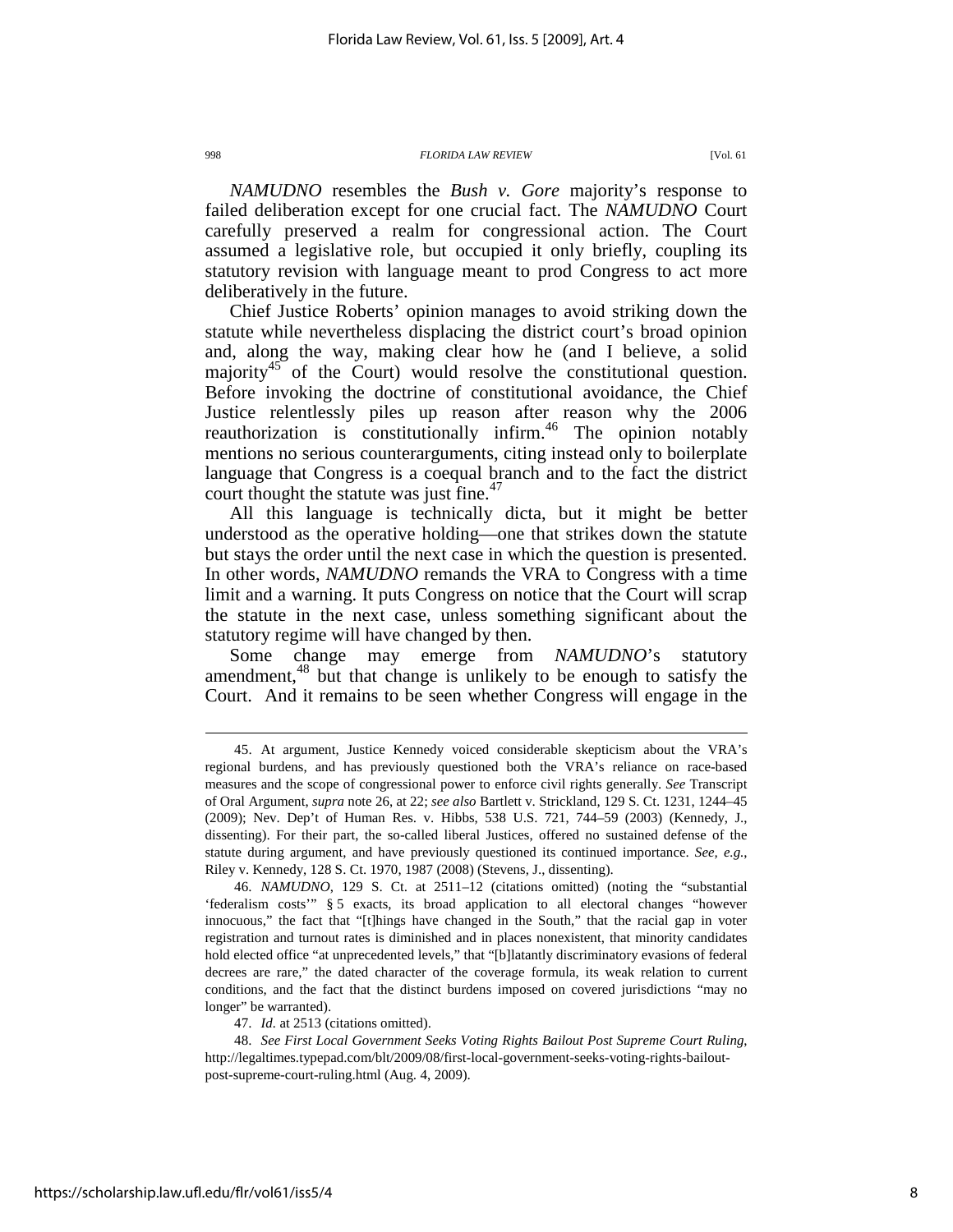*NAMUDNO* resembles the *Bush v. Gore* majority's response to failed deliberation except for one crucial fact. The *NAMUDNO* Court carefully preserved a realm for congressional action. The Court assumed a legislative role, but occupied it only briefly, coupling its statutory revision with language meant to prod Congress to act more deliberatively in the future.

Chief Justice Roberts' opinion manages to avoid striking down the statute while nevertheless displacing the district court's broad opinion and, along the way, making clear how he (and I believe, a solid majority[45] of the Court) would resolve the constitutional question. Before invoking the doctrine of constitutional avoidance, the Chief Justice relentlessly piles up reason after reason why the 2006 reauthorization is constitutionally infirm.[46] The opinion notably mentions no serious counterarguments, citing instead only to boilerplate language that Congress is a coequal branch and to the fact the district court thought the statute was just fine.[47]

All this language is technically dicta, but it might be better understood as the operative holding—one that strikes down the statute but stays the order until the next case in which the question is presented. In other words, *NAMUDNO* remands the VRA to Congress with a time limit and a warning. It puts Congress on notice that the Court will scrap the statute in the next case, unless something significant about the statutory regime will have changed by then.

Some change may emerge from *NAMUDNO*'s statutory amendment,[48] but that change is unlikely to be enough to satisfy the Court. And it remains to be seen whether Congress will engage in the

---

45. At argument, Justice Kennedy voiced considerable skepticism about the VRA's regional burdens, and has previously questioned both the VRA's reliance on race-based measures and the scope of congressional power to enforce civil rights generally. *See* Transcript of Oral Argument, *supra* note 26, at 22; *see also* Bartlett v. Strickland, 129 S. Ct. 1231, 1244–45 (2009); Nev. Dep't of Human Res. v. Hibbs, 538 U.S. 721, 744–59 (2003) (Kennedy, J., dissenting). For their part, the so-called liberal Justices, offered no sustained defense of the statute during argument, and have previously questioned its continued importance. *See, e.g.*, Riley v. Kennedy, 128 S. Ct. 1970, 1987 (2008) (Stevens, J., dissenting).

46. *NAMUDNO*, 129 S. Ct. at 2511–12 (citations omitted) (noting the "substantial 'federalism costs'" § 5 exacts, its broad application to all electoral changes "however innocuous," the fact that "[t]hings have changed in the South," that the racial gap in voter registration and turnout rates is diminished and in places nonexistent, that minority candidates hold elected office "at unprecedented levels," that "[b]latantly discriminatory evasions of federal decrees are rare," the dated character of the coverage formula, its weak relation to current conditions, and the fact that the distinct burdens imposed on covered jurisdictions "may no longer" be warranted).

47. *Id.* at 2513 (citations omitted).

48. *See First Local Government Seeks Voting Rights Bailout Post Supreme Court Ruling*, http://legaltimes.typepad.com/blt/2009/08/first-local-government-seeks-voting-rights-bailout-post-supreme-court-ruling.html (Aug. 4, 2009).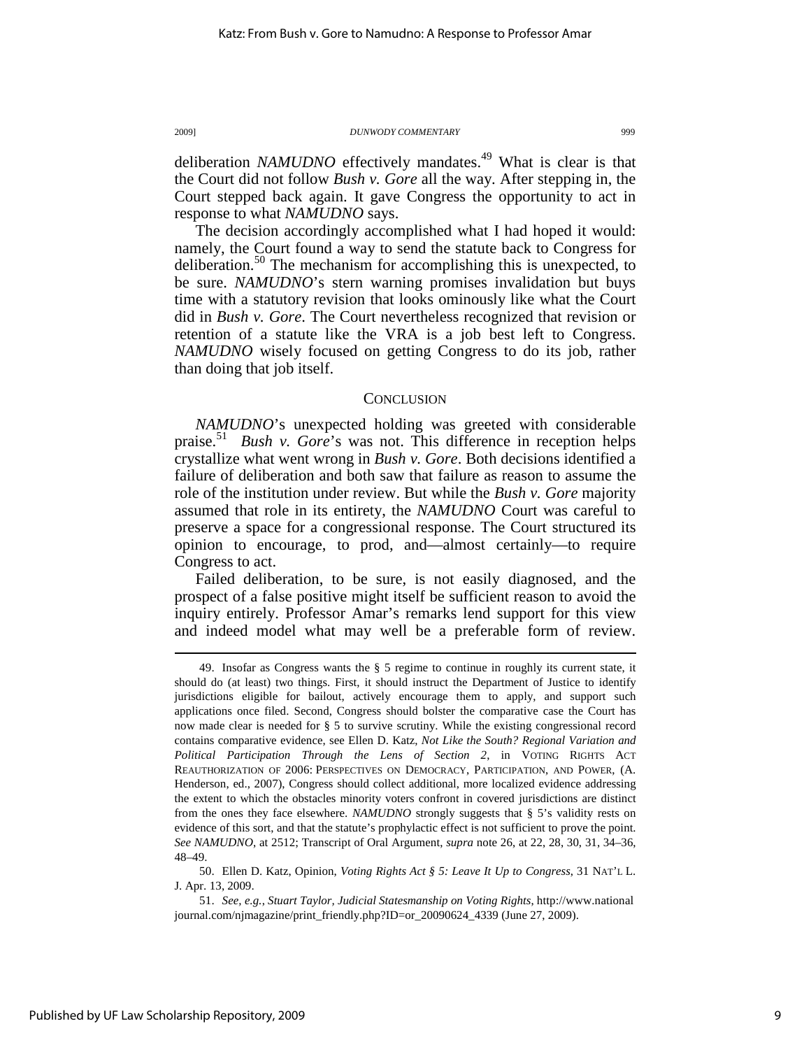deliberation *NAMUDNO* effectively mandates.[49] What is clear is that the Court did not follow *Bush v. Gore* all the way. After stepping in, the Court stepped back again. It gave Congress the opportunity to act in response to what *NAMUDNO* says.

The decision accordingly accomplished what I had hoped it would: namely, the Court found a way to send the statute back to Congress for deliberation.[50] The mechanism for accomplishing this is unexpected, to be sure. *NAMUDNO*'s stern warning promises invalidation but buys time with a statutory revision that looks ominously like what the Court did in *Bush v. Gore*. The Court nevertheless recognized that revision or retention of a statute like the VRA is a job best left to Congress. *NAMUDNO* wisely focused on getting Congress to do its job, rather than doing that job itself.

## CONCLUSION

*NAMUDNO*'s unexpected holding was greeted with considerable praise.[51] *Bush v. Gore*'s was not. This difference in reception helps crystallize what went wrong in *Bush v. Gore*. Both decisions identified a failure of deliberation and both saw that failure as reason to assume the role of the institution under review. But while the *Bush v. Gore* majority assumed that role in its entirety, the *NAMUDNO* Court was careful to preserve a space for a congressional response. The Court structured its opinion to encourage, to prod, and—almost certainly—to require Congress to act.

Failed deliberation, to be sure, is not easily diagnosed, and the prospect of a false positive might itself be sufficient reason to avoid the inquiry entirely. Professor Amar's remarks lend support for this view and indeed model what may well be a preferable form of review.

---

49. Insofar as Congress wants the § 5 regime to continue in roughly its current state, it should do (at least) two things. First, it should instruct the Department of Justice to identify jurisdictions eligible for bailout, actively encourage them to apply, and support such applications once filed. Second, Congress should bolster the comparative case the Court has now made clear is needed for § 5 to survive scrutiny. While the existing congressional record contains comparative evidence, see Ellen D. Katz, *Not Like the South? Regional Variation and Political Participation Through the Lens of Section 2*, in VOTING RIGHTS ACT REAUTHORIZATION OF 2006: PERSPECTIVES ON DEMOCRACY, PARTICIPATION, AND POWER, (A. Henderson, ed., 2007), Congress should collect additional, more localized evidence addressing the extent to which the obstacles minority voters confront in covered jurisdictions are distinct from the ones they face elsewhere. *NAMUDNO* strongly suggests that § 5's validity rests on evidence of this sort, and that the statute's prophylactic effect is not sufficient to prove the point. *See NAMUDNO*, at 2512; Transcript of Oral Argument, *supra* note 26, at 22, 28, 30, 31, 34–36, 48–49.

50. Ellen D. Katz, Opinion, *Voting Rights Act § 5: Leave It Up to Congress*, 31 NAT'L L. J. Apr. 13, 2009.

51. *See, e.g.*, *Stuart Taylor, Judicial Statesmanship on Voting Rights*, http://www.nationaljournal.com/njmagazine/print_friendly.php?ID=or_20090624_4339 (June 27, 2009).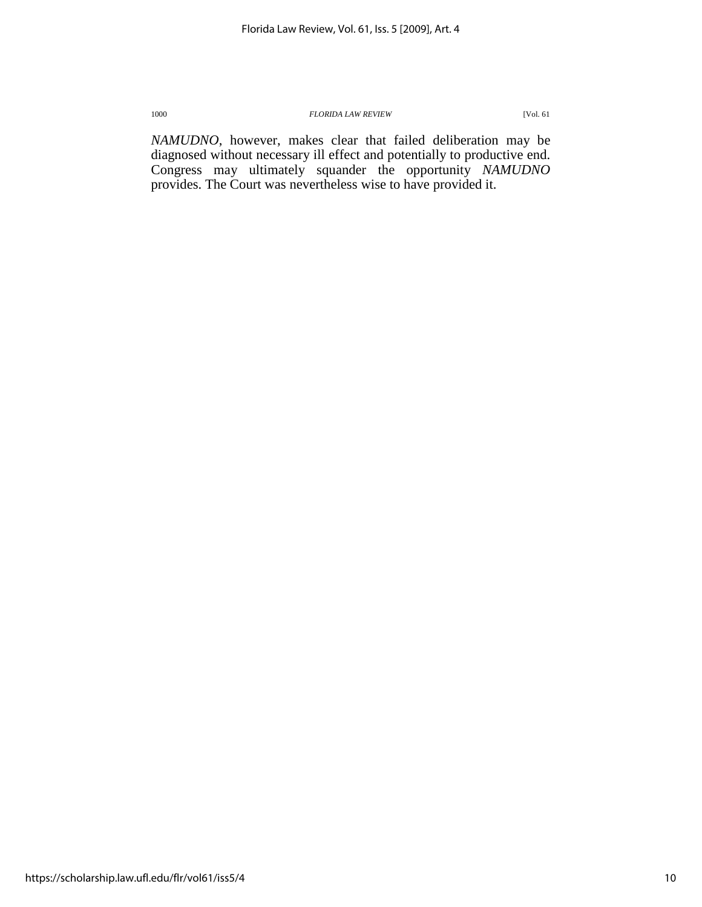*NAMUDNO*, however, makes clear that failed deliberation may be diagnosed without necessary ill effect and potentially to productive end. Congress may ultimately squander the opportunity *NAMUDNO* provides. The Court was nevertheless wise to have provided it.